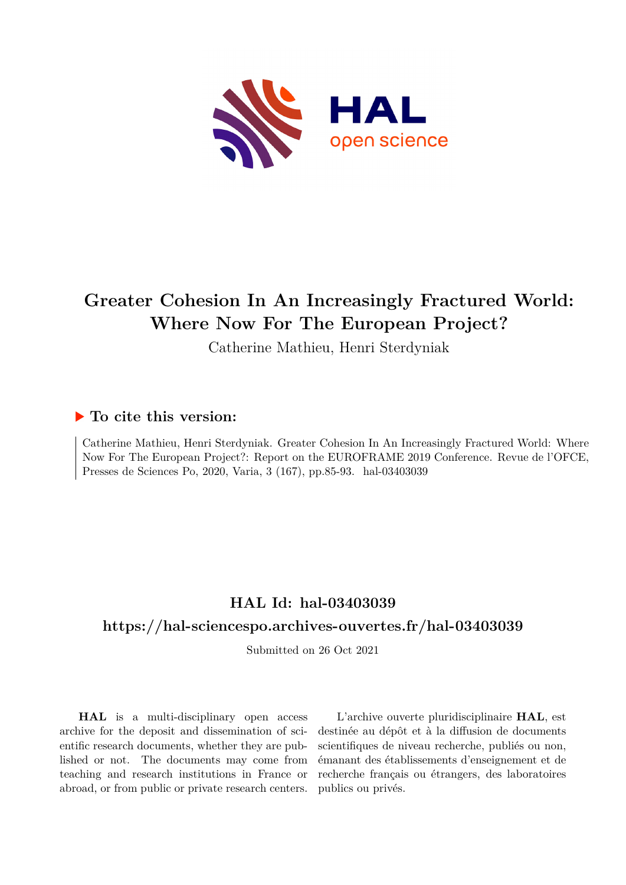# Greater Cohesion In An Increasingly Fractured World: Where Now For The European Project?

Catherine Mathieu, Henri Sterdyniak

## To cite this version:

Catherine Mathieu, Henri Sterdyniak. Greater Cohesion In An Increasingly Fractured World: Where Now For The European Project?: Report on the EUROFRAME 2019 Conference. Revue de l'OFCE, Presses de Sciences Po, 2020, Varia, 3 (167), pp.85-93. hal-03403039

## HAL Id: hal-03403039

## https://hal-sciencespo.archives-ouvertes.fr/hal-03403039

Submitted on 26 Oct 2021

**HAL** is a multi-disciplinary open access archive for the deposit and dissemination of scientific research documents, whether they are published or not. The documents may come from teaching and research institutions in France or abroad, or from public or private research centers.

L'archive ouverte pluridisciplinaire **HAL**, est destinée au dépôt et à la diffusion de documents scientifiques de niveau recherche, publiés ou non, émanant des établissements d'enseignement et de recherche français ou étrangers, des laboratoires publics ou privés.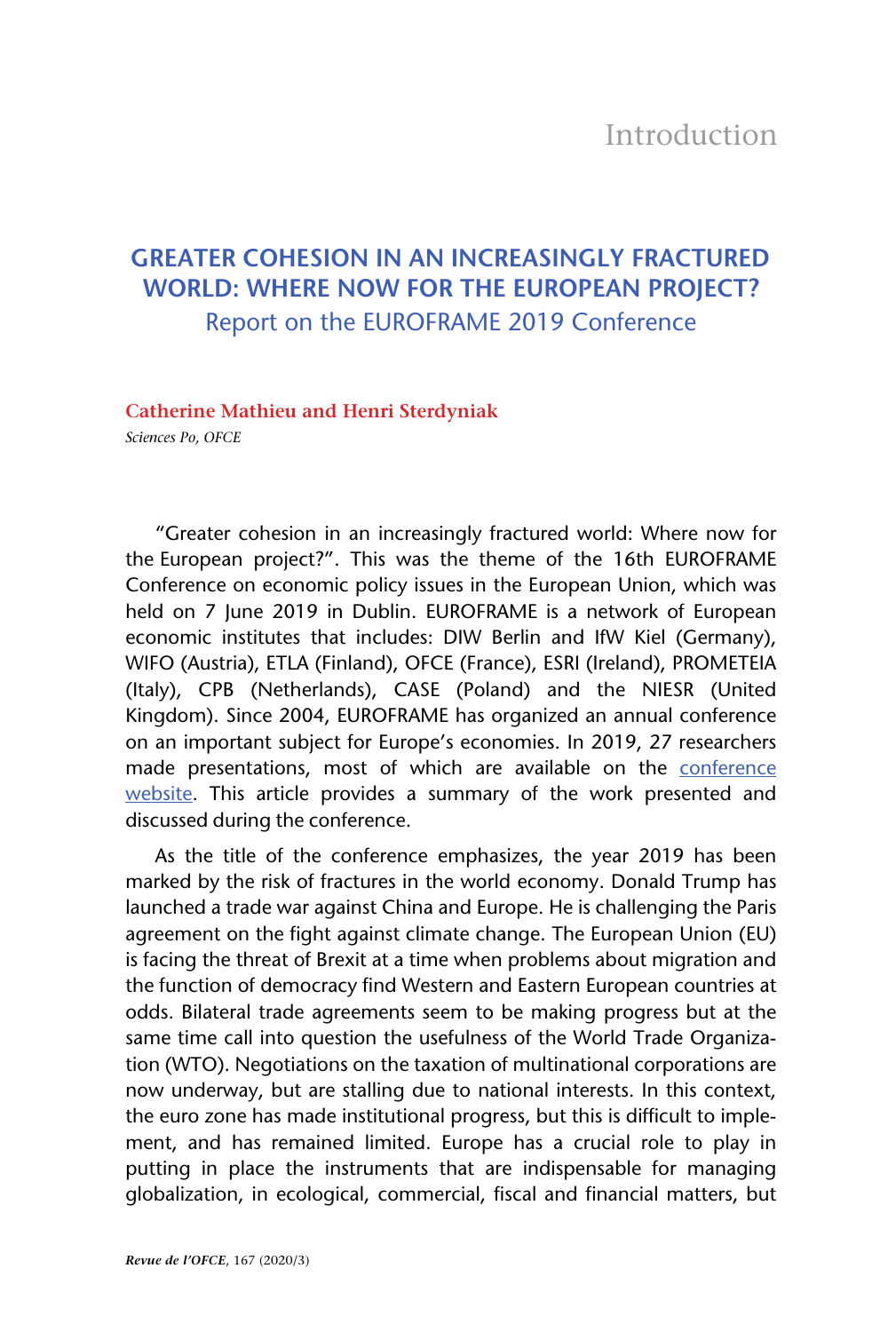# Introduction

## GREATER COHESION IN AN INCREASINGLY FRACTURED WORLD: WHERE NOW FOR THE EUROPEAN PROJECT?

### Report on the EUROFRAME 2019 Conference

**Catherine Mathieu and Henri Sterdyniak**

*Sciences Po, OFCE*

"Greater cohesion in an increasingly fractured world: Where now for the European project?". This was the theme of the 16th EUROFRAME Conference on economic policy issues in the European Union, which was held on 7 June 2019 in Dublin. EUROFRAME is a network of European economic institutes that includes: DIW Berlin and IfW Kiel (Germany), WIFO (Austria), ETLA (Finland), OFCE (France), ESRI (Ireland), PROMETEIA (Italy), CPB (Netherlands), CASE (Poland) and the NIESR (United Kingdom). Since 2004, EUROFRAME has organized an annual conference on an important subject for Europe's economies. In 2019, 27 researchers made presentations, most of which are available on the conference website. This article provides a summary of the work presented and discussed during the conference.

As the title of the conference emphasizes, the year 2019 has been marked by the risk of fractures in the world economy. Donald Trump has launched a trade war against China and Europe. He is challenging the Paris agreement on the fight against climate change. The European Union (EU) is facing the threat of Brexit at a time when problems about migration and the function of democracy find Western and Eastern European countries at odds. Bilateral trade agreements seem to be making progress but at the same time call into question the usefulness of the World Trade Organization (WTO). Negotiations on the taxation of multinational corporations are now underway, but are stalling due to national interests. In this context, the euro zone has made institutional progress, but this is difficult to implement, and has remained limited. Europe has a crucial role to play in putting in place the instruments that are indispensable for managing globalization, in ecological, commercial, fiscal and financial matters, but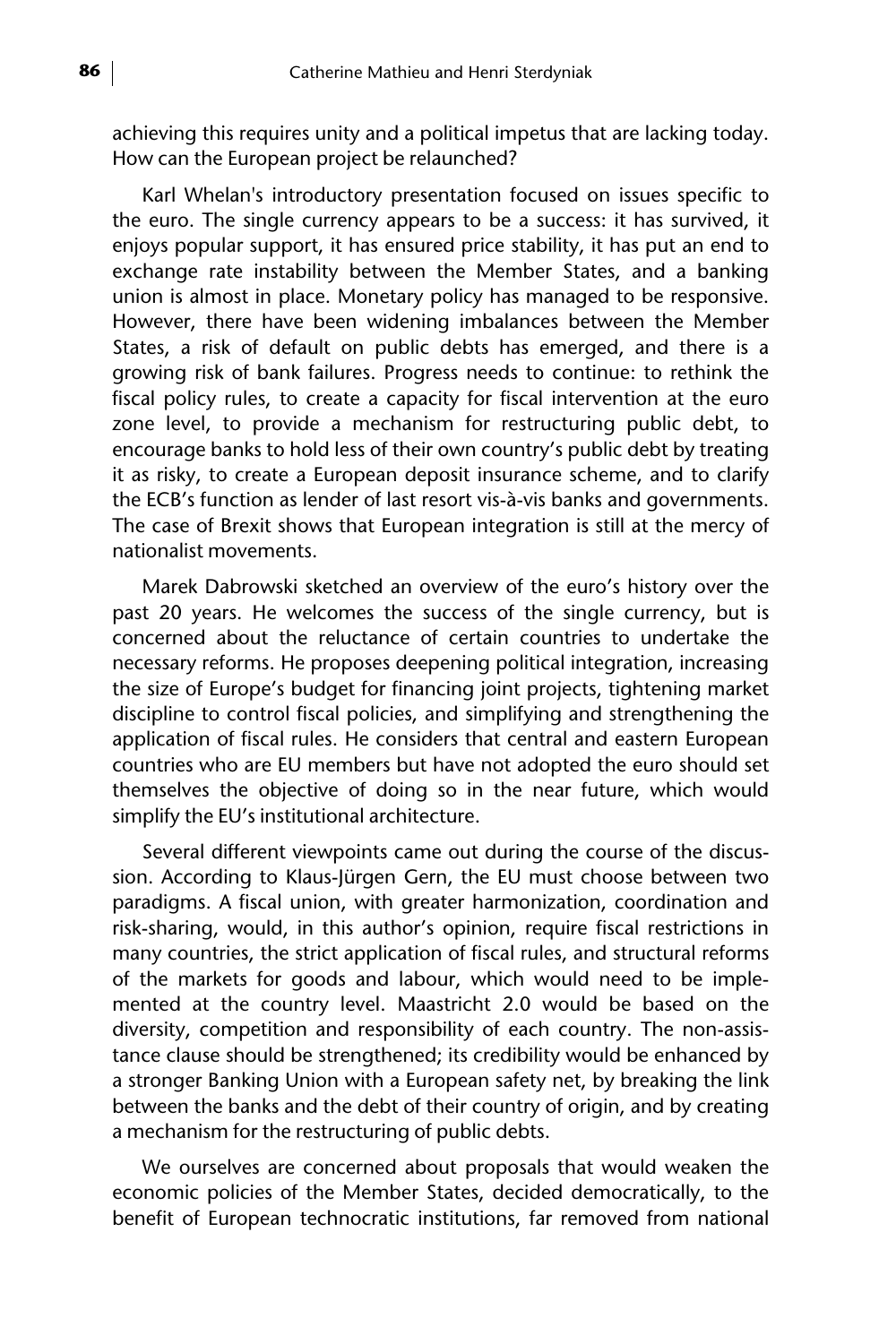achieving this requires unity and a political impetus that are lacking today. How can the European project be relaunched?

Karl Whelan's introductory presentation focused on issues specific to the euro. The single currency appears to be a success: it has survived, it enjoys popular support, it has ensured price stability, it has put an end to exchange rate instability between the Member States, and a banking union is almost in place. Monetary policy has managed to be responsive. However, there have been widening imbalances between the Member States, a risk of default on public debts has emerged, and there is a growing risk of bank failures. Progress needs to continue: to rethink the fiscal policy rules, to create a capacity for fiscal intervention at the euro zone level, to provide a mechanism for restructuring public debt, to encourage banks to hold less of their own country's public debt by treating it as risky, to create a European deposit insurance scheme, and to clarify the ECB's function as lender of last resort vis-à-vis banks and governments. The case of Brexit shows that European integration is still at the mercy of nationalist movements.

Marek Dabrowski sketched an overview of the euro's history over the past 20 years. He welcomes the success of the single currency, but is concerned about the reluctance of certain countries to undertake the necessary reforms. He proposes deepening political integration, increasing the size of Europe's budget for financing joint projects, tightening market discipline to control fiscal policies, and simplifying and strengthening the application of fiscal rules. He considers that central and eastern European countries who are EU members but have not adopted the euro should set themselves the objective of doing so in the near future, which would simplify the EU's institutional architecture.

Several different viewpoints came out during the course of the discussion. According to Klaus-Jürgen Gern, the EU must choose between two paradigms. A fiscal union, with greater harmonization, coordination and risk-sharing, would, in this author's opinion, require fiscal restrictions in many countries, the strict application of fiscal rules, and structural reforms of the markets for goods and labour, which would need to be implemented at the country level. Maastricht 2.0 would be based on the diversity, competition and responsibility of each country. The non-assistance clause should be strengthened; its credibility would be enhanced by a stronger Banking Union with a European safety net, by breaking the link between the banks and the debt of their country of origin, and by creating a mechanism for the restructuring of public debts.

We ourselves are concerned about proposals that would weaken the economic policies of the Member States, decided democratically, to the benefit of European technocratic institutions, far removed from national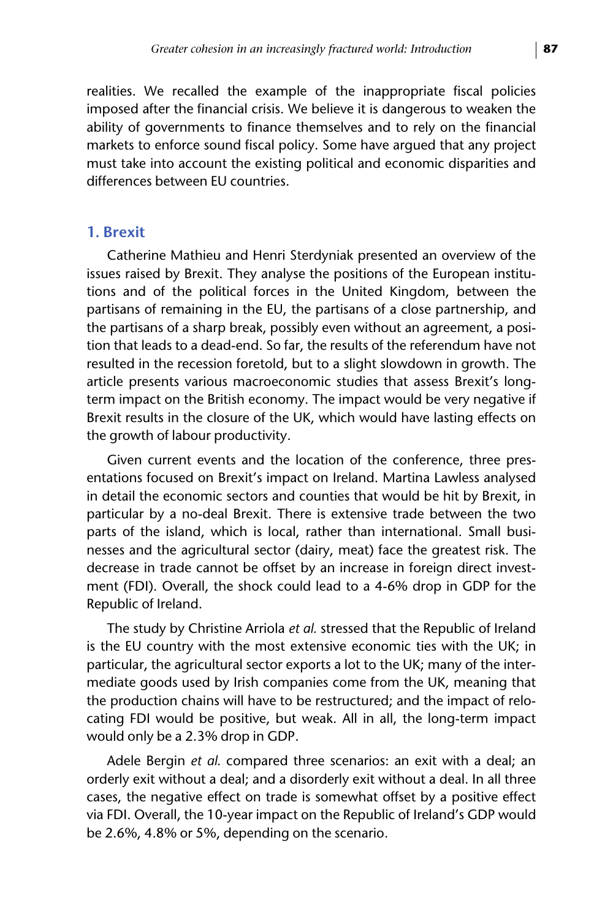realities. We recalled the example of the inappropriate fiscal policies imposed after the financial crisis. We believe it is dangerous to weaken the ability of governments to finance themselves and to rely on the financial markets to enforce sound fiscal policy. Some have argued that any project must take into account the existing political and economic disparities and differences between EU countries.

## 1. Brexit

Catherine Mathieu and Henri Sterdyniak presented an overview of the issues raised by Brexit. They analyse the positions of the European institutions and of the political forces in the United Kingdom, between the partisans of remaining in the EU, the partisans of a close partnership, and the partisans of a sharp break, possibly even without an agreement, a position that leads to a dead-end. So far, the results of the referendum have not resulted in the recession foretold, but to a slight slowdown in growth. The article presents various macroeconomic studies that assess Brexit's long-term impact on the British economy. The impact would be very negative if Brexit results in the closure of the UK, which would have lasting effects on the growth of labour productivity.

Given current events and the location of the conference, three presentations focused on Brexit's impact on Ireland. Martina Lawless analysed in detail the economic sectors and counties that would be hit by Brexit, in particular by a no-deal Brexit. There is extensive trade between the two parts of the island, which is local, rather than international. Small businesses and the agricultural sector (dairy, meat) face the greatest risk. The decrease in trade cannot be offset by an increase in foreign direct investment (FDI). Overall, the shock could lead to a 4-6% drop in GDP for the Republic of Ireland.

The study by Christine Arriola *et al.* stressed that the Republic of Ireland is the EU country with the most extensive economic ties with the UK; in particular, the agricultural sector exports a lot to the UK; many of the intermediate goods used by Irish companies come from the UK, meaning that the production chains will have to be restructured; and the impact of relocating FDI would be positive, but weak. All in all, the long-term impact would only be a 2.3% drop in GDP.

Adele Bergin *et al.* compared three scenarios: an exit with a deal; an orderly exit without a deal; and a disorderly exit without a deal. In all three cases, the negative effect on trade is somewhat offset by a positive effect via FDI. Overall, the 10-year impact on the Republic of Ireland's GDP would be 2.6%, 4.8% or 5%, depending on the scenario.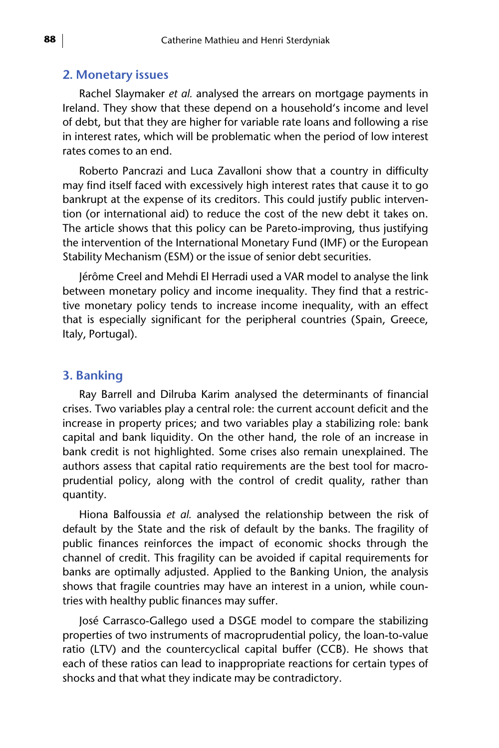## 2. Monetary issues

Rachel Slaymaker *et al.* analysed the arrears on mortgage payments in Ireland. They show that these depend on a household's income and level of debt, but that they are higher for variable rate loans and following a rise in interest rates, which will be problematic when the period of low interest rates comes to an end.

Roberto Pancrazi and Luca Zavalloni show that a country in difficulty may find itself faced with excessively high interest rates that cause it to go bankrupt at the expense of its creditors. This could justify public intervention (or international aid) to reduce the cost of the new debt it takes on. The article shows that this policy can be Pareto-improving, thus justifying the intervention of the International Monetary Fund (IMF) or the European Stability Mechanism (ESM) or the issue of senior debt securities.

Jérôme Creel and Mehdi El Herradi used a VAR model to analyse the link between monetary policy and income inequality. They find that a restrictive monetary policy tends to increase income inequality, with an effect that is especially significant for the peripheral countries (Spain, Greece, Italy, Portugal).

## 3. Banking

Ray Barrell and Dilruba Karim analysed the determinants of financial crises. Two variables play a central role: the current account deficit and the increase in property prices; and two variables play a stabilizing role: bank capital and bank liquidity. On the other hand, the role of an increase in bank credit is not highlighted. Some crises also remain unexplained. The authors assess that capital ratio requirements are the best tool for macro-prudential policy, along with the control of credit quality, rather than quantity.

Hiona Balfoussia *et al.* analysed the relationship between the risk of default by the State and the risk of default by the banks. The fragility of public finances reinforces the impact of economic shocks through the channel of credit. This fragility can be avoided if capital requirements for banks are optimally adjusted. Applied to the Banking Union, the analysis shows that fragile countries may have an interest in a union, while countries with healthy public finances may suffer.

José Carrasco-Gallego used a DSGE model to compare the stabilizing properties of two instruments of macroprudential policy, the loan-to-value ratio (LTV) and the countercyclical capital buffer (CCB). He shows that each of these ratios can lead to inappropriate reactions for certain types of shocks and that what they indicate may be contradictory.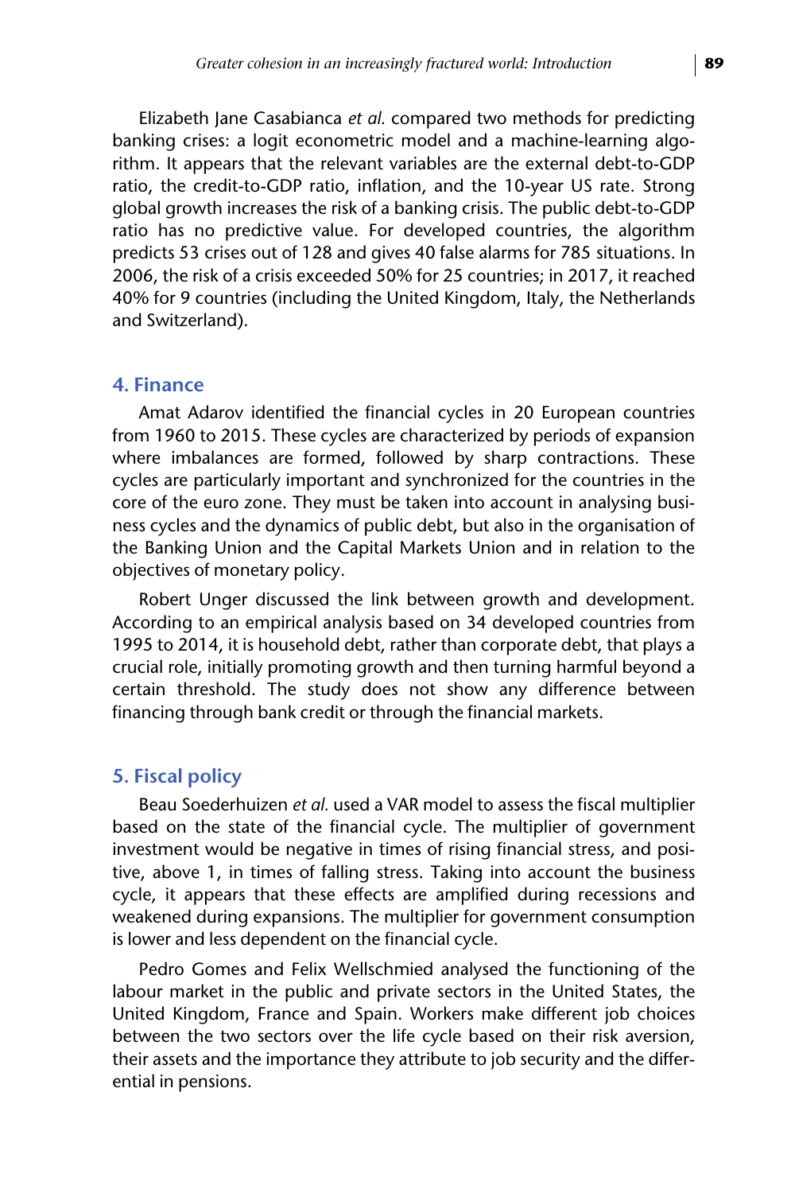Elizabeth Jane Casabianca *et al.* compared two methods for predicting banking crises: a logit econometric model and a machine-learning algorithm. It appears that the relevant variables are the external debt-to-GDP ratio, the credit-to-GDP ratio, inflation, and the 10-year US rate. Strong global growth increases the risk of a banking crisis. The public debt-to-GDP ratio has no predictive value. For developed countries, the algorithm predicts 53 crises out of 128 and gives 40 false alarms for 785 situations. In 2006, the risk of a crisis exceeded 50% for 25 countries; in 2017, it reached 40% for 9 countries (including the United Kingdom, Italy, the Netherlands and Switzerland).

## 4. Finance

Amat Adarov identified the financial cycles in 20 European countries from 1960 to 2015. These cycles are characterized by periods of expansion where imbalances are formed, followed by sharp contractions. These cycles are particularly important and synchronized for the countries in the core of the euro zone. They must be taken into account in analysing business cycles and the dynamics of public debt, but also in the organisation of the Banking Union and the Capital Markets Union and in relation to the objectives of monetary policy.

Robert Unger discussed the link between growth and development. According to an empirical analysis based on 34 developed countries from 1995 to 2014, it is household debt, rather than corporate debt, that plays a crucial role, initially promoting growth and then turning harmful beyond a certain threshold. The study does not show any difference between financing through bank credit or through the financial markets.

## 5. Fiscal policy

Beau Soederhuizen *et al.* used a VAR model to assess the fiscal multiplier based on the state of the financial cycle. The multiplier of government investment would be negative in times of rising financial stress, and positive, above 1, in times of falling stress. Taking into account the business cycle, it appears that these effects are amplified during recessions and weakened during expansions. The multiplier for government consumption is lower and less dependent on the financial cycle.

Pedro Gomes and Felix Wellschmied analysed the functioning of the labour market in the public and private sectors in the United States, the United Kingdom, France and Spain. Workers make different job choices between the two sectors over the life cycle based on their risk aversion, their assets and the importance they attribute to job security and the differential in pensions.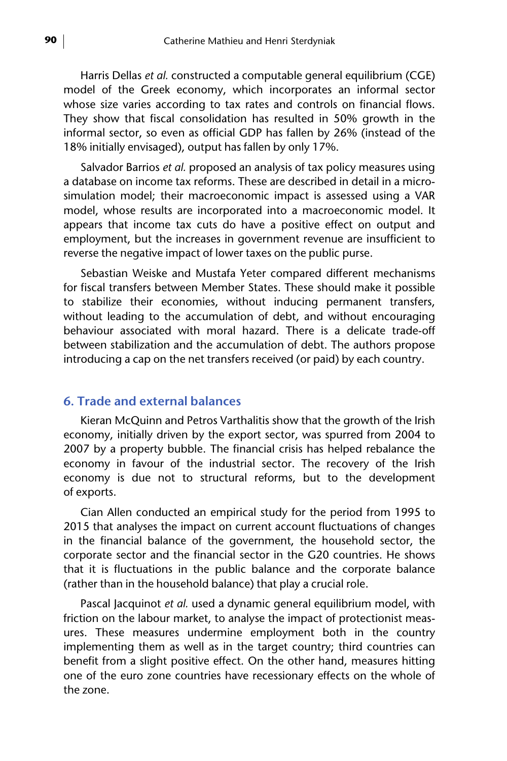Harris Dellas *et al.* constructed a computable general equilibrium (CGE) model of the Greek economy, which incorporates an informal sector whose size varies according to tax rates and controls on financial flows. They show that fiscal consolidation has resulted in 50% growth in the informal sector, so even as official GDP has fallen by 26% (instead of the 18% initially envisaged), output has fallen by only 17%.

Salvador Barrios *et al.* proposed an analysis of tax policy measures using a database on income tax reforms. These are described in detail in a microsimulation model; their macroeconomic impact is assessed using a VAR model, whose results are incorporated into a macroeconomic model. It appears that income tax cuts do have a positive effect on output and employment, but the increases in government revenue are insufficient to reverse the negative impact of lower taxes on the public purse.

Sebastian Weiske and Mustafa Yeter compared different mechanisms for fiscal transfers between Member States. These should make it possible to stabilize their economies, without inducing permanent transfers, without leading to the accumulation of debt, and without encouraging behaviour associated with moral hazard. There is a delicate trade-off between stabilization and the accumulation of debt. The authors propose introducing a cap on the net transfers received (or paid) by each country.

## 6. Trade and external balances

Kieran McQuinn and Petros Varthalitis show that the growth of the Irish economy, initially driven by the export sector, was spurred from 2004 to 2007 by a property bubble. The financial crisis has helped rebalance the economy in favour of the industrial sector. The recovery of the Irish economy is due not to structural reforms, but to the development of exports.

Cian Allen conducted an empirical study for the period from 1995 to 2015 that analyses the impact on current account fluctuations of changes in the financial balance of the government, the household sector, the corporate sector and the financial sector in the G20 countries. He shows that it is fluctuations in the public balance and the corporate balance (rather than in the household balance) that play a crucial role.

Pascal Jacquinot *et al.* used a dynamic general equilibrium model, with friction on the labour market, to analyse the impact of protectionist measures. These measures undermine employment both in the country implementing them as well as in the target country; third countries can benefit from a slight positive effect. On the other hand, measures hitting one of the euro zone countries have recessionary effects on the whole of the zone.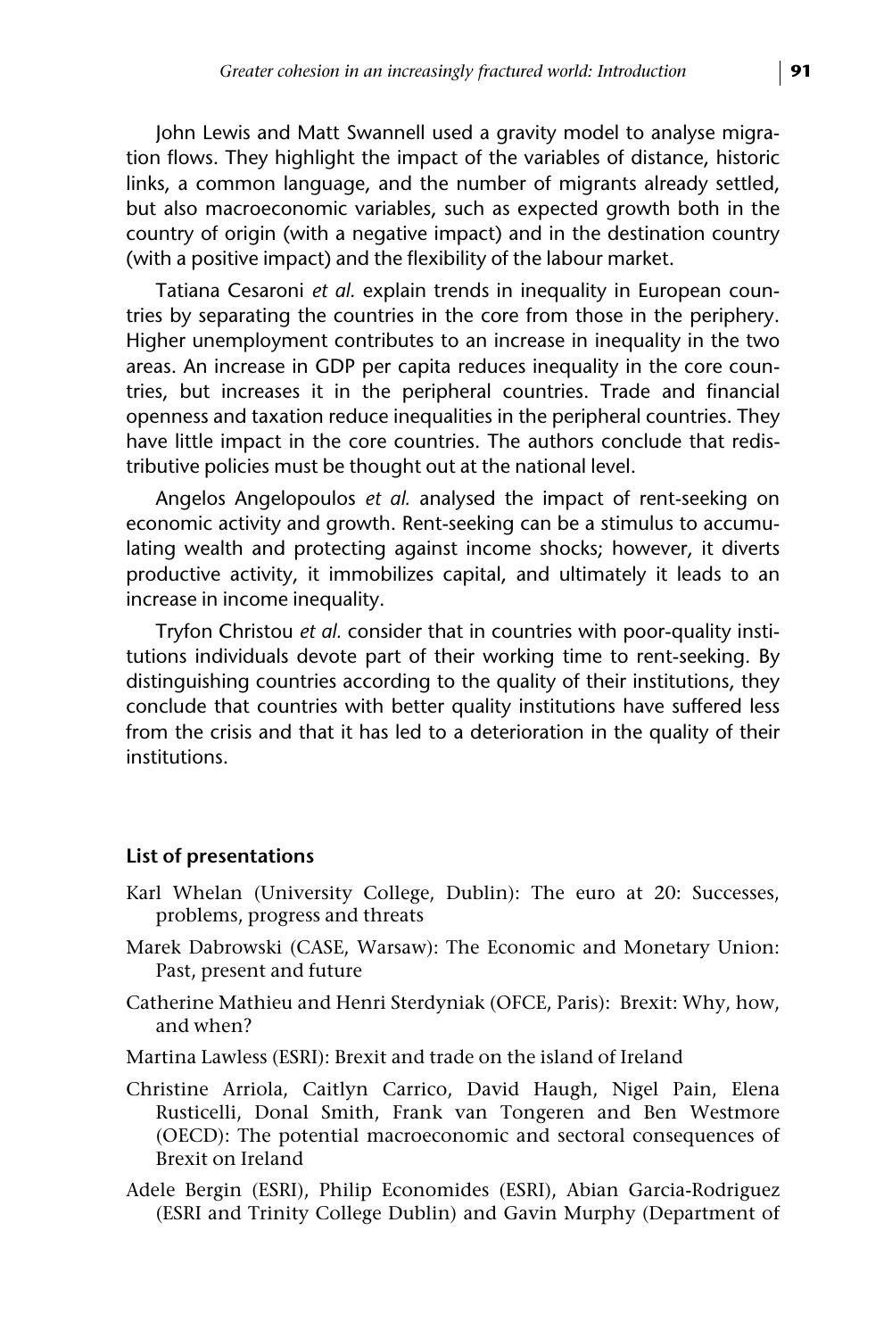John Lewis and Matt Swannell used a gravity model to analyse migration flows. They highlight the impact of the variables of distance, historic links, a common language, and the number of migrants already settled, but also macroeconomic variables, such as expected growth both in the country of origin (with a negative impact) and in the destination country (with a positive impact) and the flexibility of the labour market.

Tatiana Cesaroni *et al.* explain trends in inequality in European countries by separating the countries in the core from those in the periphery. Higher unemployment contributes to an increase in inequality in the two areas. An increase in GDP per capita reduces inequality in the core countries, but increases it in the peripheral countries. Trade and financial openness and taxation reduce inequalities in the peripheral countries. They have little impact in the core countries. The authors conclude that redistributive policies must be thought out at the national level.

Angelos Angelopoulos *et al.* analysed the impact of rent-seeking on economic activity and growth. Rent-seeking can be a stimulus to accumulating wealth and protecting against income shocks; however, it diverts productive activity, it immobilizes capital, and ultimately it leads to an increase in income inequality.

Tryfon Christou *et al.* consider that in countries with poor-quality institutions individuals devote part of their working time to rent-seeking. By distinguishing countries according to the quality of their institutions, they conclude that countries with better quality institutions have suffered less from the crisis and that it has led to a deterioration in the quality of their institutions.

**List of presentations**

Karl Whelan (University College, Dublin): The euro at 20: Successes, problems, progress and threats

Marek Dabrowski (CASE, Warsaw): The Economic and Monetary Union: Past, present and future

Catherine Mathieu and Henri Sterdyniak (OFCE, Paris): Brexit: Why, how, and when?

Martina Lawless (ESRI): Brexit and trade on the island of Ireland

Christine Arriola, Caitlyn Carrico, David Haugh, Nigel Pain, Elena Rusticelli, Donal Smith, Frank van Tongeren and Ben Westmore (OECD): The potential macroeconomic and sectoral consequences of Brexit on Ireland

Adele Bergin (ESRI), Philip Economides (ESRI), Abian Garcia-Rodriguez (ESRI and Trinity College Dublin) and Gavin Murphy (Department of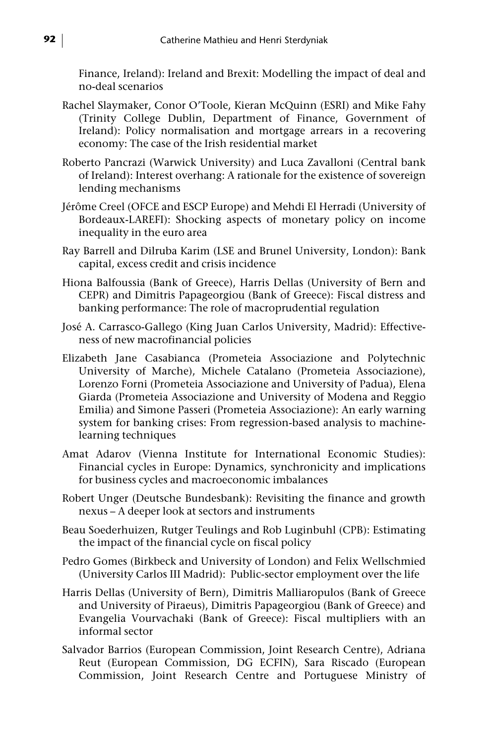Finance, Ireland): Ireland and Brexit: Modelling the impact of deal and no-deal scenarios

Rachel Slaymaker, Conor O'Toole, Kieran McQuinn (ESRI) and Mike Fahy (Trinity College Dublin, Department of Finance, Government of Ireland): Policy normalisation and mortgage arrears in a recovering economy: The case of the Irish residential market

Roberto Pancrazi (Warwick University) and Luca Zavalloni (Central bank of Ireland): Interest overhang: A rationale for the existence of sovereign lending mechanisms

Jérôme Creel (OFCE and ESCP Europe) and Mehdi El Herradi (University of Bordeaux-LAREFI): Shocking aspects of monetary policy on income inequality in the euro area

Ray Barrell and Dilruba Karim (LSE and Brunel University, London): Bank capital, excess credit and crisis incidence

Hiona Balfoussia (Bank of Greece), Harris Dellas (University of Bern and CEPR) and Dimitris Papageorgiou (Bank of Greece): Fiscal distress and banking performance: The role of macroprudential regulation

José A. Carrasco-Gallego (King Juan Carlos University, Madrid): Effectiveness of new macrofinancial policies

Elizabeth Jane Casabianca (Prometeia Associazione and Polytechnic University of Marche), Michele Catalano (Prometeia Associazione), Lorenzo Forni (Prometeia Associazione and University of Padua), Elena Giarda (Prometeia Associazione and University of Modena and Reggio Emilia) and Simone Passeri (Prometeia Associazione): An early warning system for banking crises: From regression-based analysis to machine-learning techniques

Amat Adarov (Vienna Institute for International Economic Studies): Financial cycles in Europe: Dynamics, synchronicity and implications for business cycles and macroeconomic imbalances

Robert Unger (Deutsche Bundesbank): Revisiting the finance and growth nexus – A deeper look at sectors and instruments

Beau Soederhuizen, Rutger Teulings and Rob Luginbuhl (CPB): Estimating the impact of the financial cycle on fiscal policy

Pedro Gomes (Birkbeck and University of London) and Felix Wellschmied (University Carlos III Madrid): Public-sector employment over the life

Harris Dellas (University of Bern), Dimitris Malliaropulos (Bank of Greece and University of Piraeus), Dimitris Papageorgiou (Bank of Greece) and Evangelia Vourvachaki (Bank of Greece): Fiscal multipliers with an informal sector

Salvador Barrios (European Commission, Joint Research Centre), Adriana Reut (European Commission, DG ECFIN), Sara Riscado (European Commission, Joint Research Centre and Portuguese Ministry of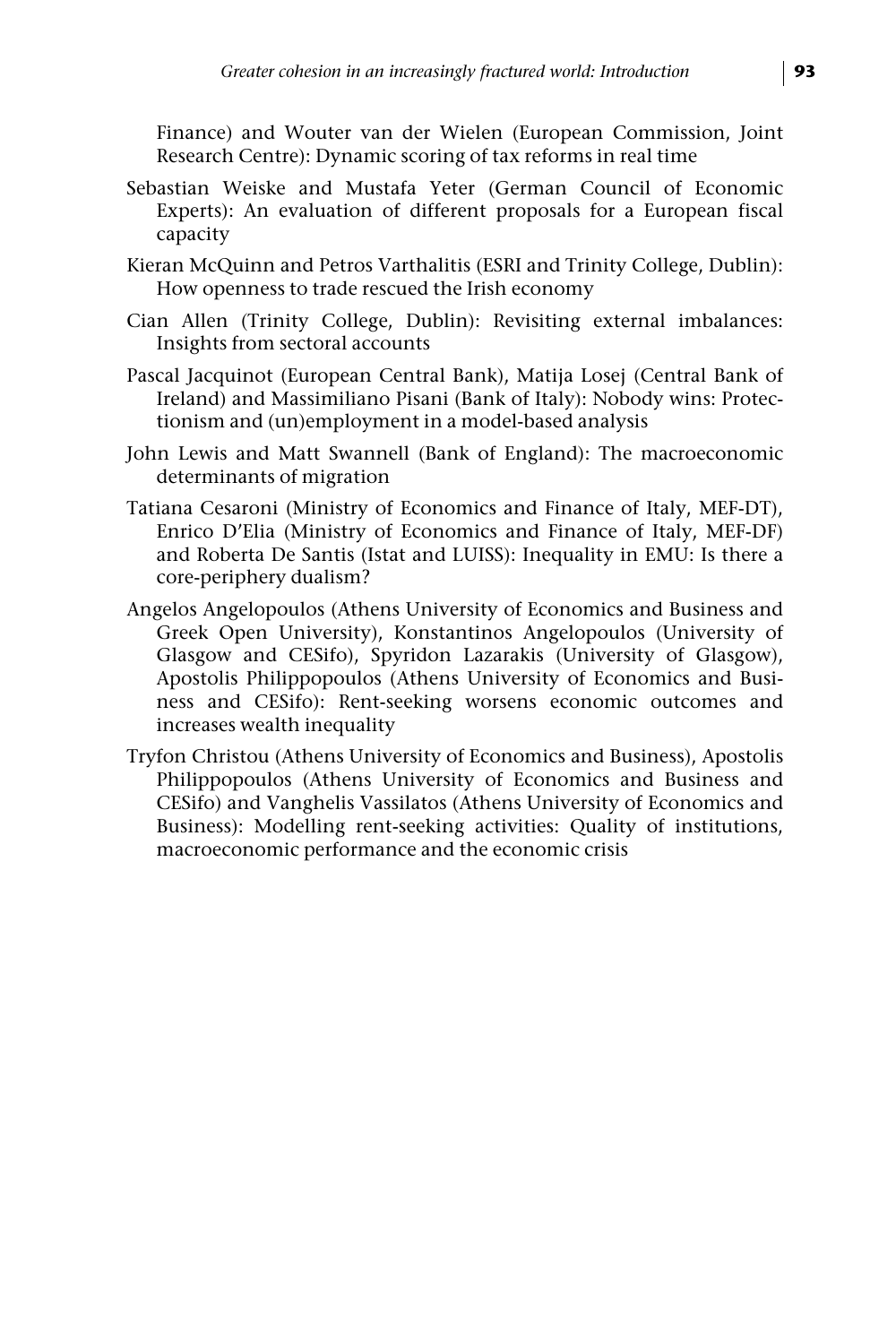Finance) and Wouter van der Wielen (European Commission, Joint Research Centre): Dynamic scoring of tax reforms in real time

Sebastian Weiske and Mustafa Yeter (German Council of Economic Experts): An evaluation of different proposals for a European fiscal capacity

Kieran McQuinn and Petros Varthalitis (ESRI and Trinity College, Dublin): How openness to trade rescued the Irish economy

Cian Allen (Trinity College, Dublin): Revisiting external imbalances: Insights from sectoral accounts

Pascal Jacquinot (European Central Bank), Matija Losej (Central Bank of Ireland) and Massimiliano Pisani (Bank of Italy): Nobody wins: Protectionism and (un)employment in a model-based analysis

John Lewis and Matt Swannell (Bank of England): The macroeconomic determinants of migration

Tatiana Cesaroni (Ministry of Economics and Finance of Italy, MEF-DT), Enrico D'Elia (Ministry of Economics and Finance of Italy, MEF-DF) and Roberta De Santis (Istat and LUISS): Inequality in EMU: Is there a core-periphery dualism?

Angelos Angelopoulos (Athens University of Economics and Business and Greek Open University), Konstantinos Angelopoulos (University of Glasgow and CESifo), Spyridon Lazarakis (University of Glasgow), Apostolis Philippopoulos (Athens University of Economics and Business and CESifo): Rent-seeking worsens economic outcomes and increases wealth inequality

Tryfon Christou (Athens University of Economics and Business), Apostolis Philippopoulos (Athens University of Economics and Business and CESifo) and Vanghelis Vassilatos (Athens University of Economics and Business): Modelling rent-seeking activities: Quality of institutions, macroeconomic performance and the economic crisis